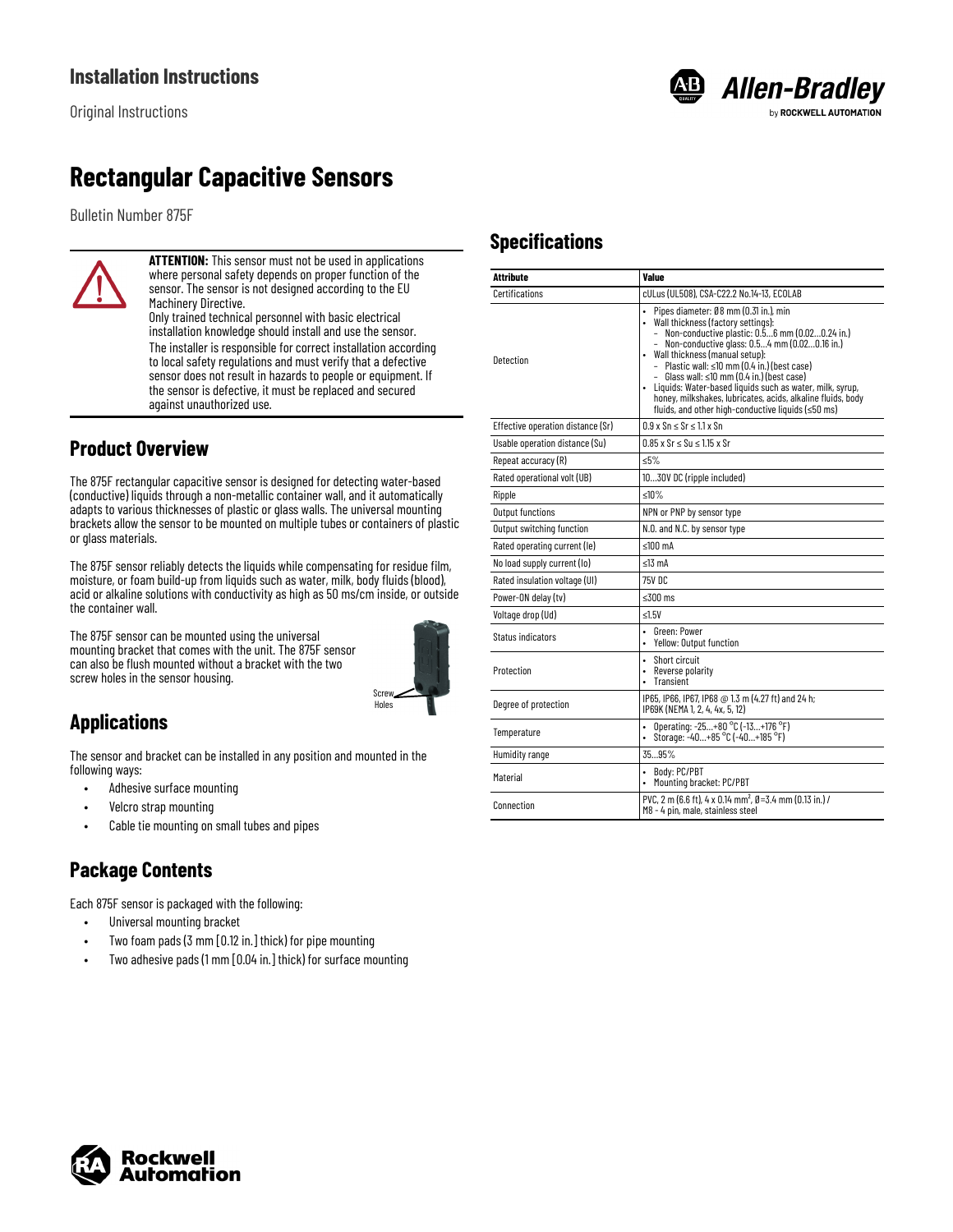Installation Instructions

Original Instructions

# Rectangular Capacitive Sensors

Bulletin Number 875F

**ATTENTION:** This sensor must not be used in applications where personal safety depends on proper function of the sensor. The sensor is not designed according to the EU Machinery Directive.
Only trained technical personnel with basic electrical installation knowledge should install and use the sensor.
The installer is responsible for correct installation according to local safety regulations and must verify that a defective sensor does not result in hazards to people or equipment. If the sensor is defective, it must be replaced and secured against unauthorized use.

## Product Overview

The 875F rectangular capacitive sensor is designed for detecting water-based (conductive) liquids through a non-metallic container wall, and it automatically adapts to various thicknesses of plastic or glass walls. The universal mounting brackets allow the sensor to be mounted on multiple tubes or containers of plastic or glass materials.

The 875F sensor reliably detects the liquids while compensating for residue film, moisture, or foam build-up from liquids such as water, milk, body fluids (blood), acid or alkaline solutions with conductivity as high as 50 ms/cm inside, or outside the container wall.

The 875F sensor can be mounted using the universal mounting bracket that comes with the unit. The 875F sensor can also be flush mounted without a bracket with the two screw holes in the sensor housing.

Screw Holes

## Applications

The sensor and bracket can be installed in any position and mounted in the following ways:

- Adhesive surface mounting
- Velcro strap mounting
- Cable tie mounting on small tubes and pipes

## Package Contents

Each 875F sensor is packaged with the following:

- Universal mounting bracket
- Two foam pads (3 mm [0.12 in.] thick) for pipe mounting
- Two adhesive pads (1 mm [0.04 in.] thick) for surface mounting

## Specifications

| Attribute | Value |
| --- | --- |
| Certifications | cULus (UL508), CSA-C22.2 No.14-13, ECOLAB |
| Detection | • Pipes diameter: Ø8 mm (0.31 in.), min<br>• Wall thickness (factory settings):<br>– Non-conductive plastic: 0.5…6 mm (0.02…0.24 in.)<br>– Non-conductive glass: 0.5…4 mm (0.02…0.16 in.)<br>• Wall thickness (manual setup):<br>– Plastic wall: ≤10 mm (0.4 in.) (best case)<br>– Glass wall: ≤10 mm (0.4 in.) (best case)<br>• Liquids: Water-based liquids such as water, milk, syrup, honey, milkshakes, lubricates, acids, alkaline fluids, body fluids, and other high-conductive liquids (≤50 ms) |
| Effective operation distance (Sr) | 0.9 x Sn ≤ Sr ≤ 1.1 x Sn |
| Usable operation distance (Su) | 0.85 x Sr ≤ Su ≤ 1.15 x Sr |
| Repeat accuracy (R) | ≤5% |
| Rated operational volt (UB) | 10…30V DC (ripple included) |
| Ripple | ≤10% |
| Output functions | NPN or PNP by sensor type |
| Output switching function | N.O. and N.C. by sensor type |
| Rated operating current (Ie) | ≤100 mA |
| No load supply current (Io) | ≤13 mA |
| Rated insulation voltage (UI) | 75V DC |
| Power-ON delay (tv) | ≤300 ms |
| Voltage drop (Ud) | ≤1.5V |
| Status indicators | • Green: Power<br>• Yellow: Output function |
| Protection | • Short circuit<br>• Reverse polarity<br>• Transient |
| Degree of protection | IP65, IP66, IP67, IP68 @ 1.3 m (4.27 ft) and 24 h;<br>IP69K (NEMA 1, 2, 4, 4x, 5, 12) |
| Temperature | • Operating: -25…+80 °C (-13…+176 °F)<br>• Storage: -40…+85 °C (-40…+185 °F) |
| Humidity range | 35…95% |
| Material | • Body: PC/PBT<br>• Mounting bracket: PC/PBT |
| Connection | PVC, 2 m (6.6 ft), 4 x 0.14 mm², Ø=3.4 mm (0.13 in.) /<br>M8 - 4 pin, male, stainless steel |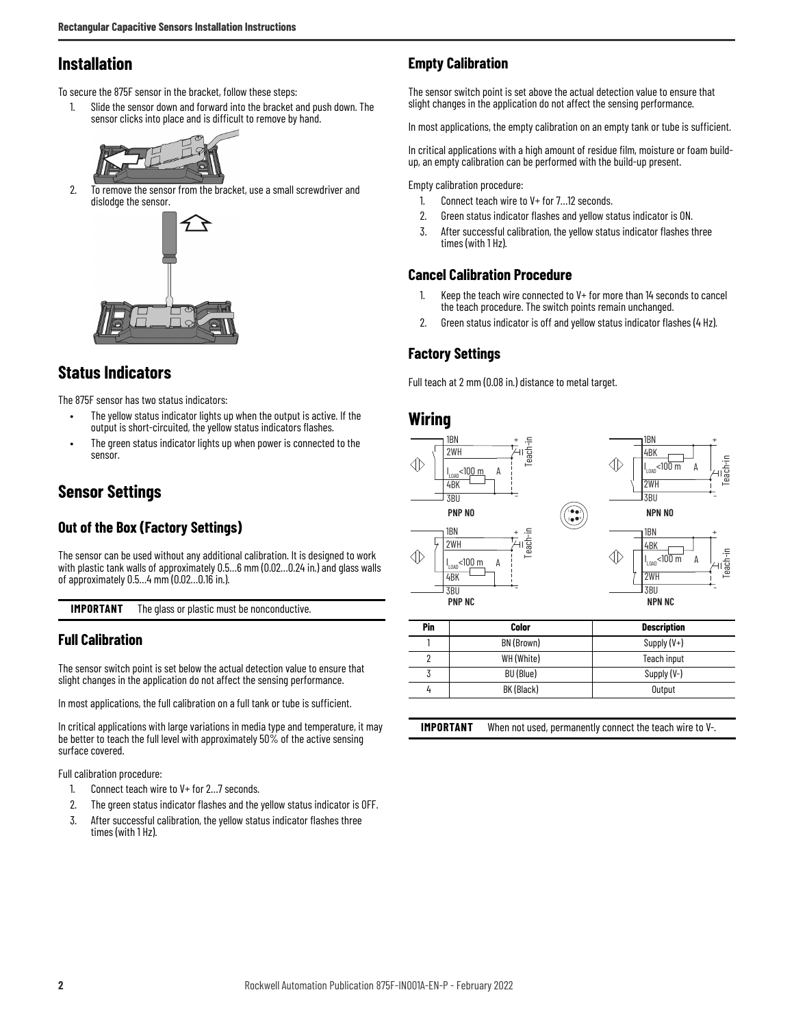## Installation

To secure the 875F sensor in the bracket, follow these steps:

1. Slide the sensor down and forward into the bracket and push down. The sensor clicks into place and is difficult to remove by hand.
2. To remove the sensor from the bracket, use a small screwdriver and dislodge the sensor.

## Status Indicators

The 875F sensor has two status indicators:

- The yellow status indicator lights up when the output is active. If the output is short-circuited, the yellow status indicators flashes.
- The green status indicator lights up when power is connected to the sensor.

## Sensor Settings

### Out of the Box (Factory Settings)

The sensor can be used without any additional calibration. It is designed to work with plastic tank walls of approximately 0.5…6 mm (0.02…0.24 in.) and glass walls of approximately 0.5…4 mm (0.02…0.16 in.).

| **IMPORTANT** | The glass or plastic must be nonconductive. |
|---|---|

### Full Calibration

The sensor switch point is set below the actual detection value to ensure that slight changes in the application do not affect the sensing performance.

In most applications, the full calibration on a full tank or tube is sufficient.

In critical applications with large variations in media type and temperature, it may be better to teach the full level with approximately 50% of the active sensing surface covered.

Full calibration procedure:

1. Connect teach wire to V+ for 2…7 seconds.
2. The green status indicator flashes and the yellow status indicator is OFF.
3. After successful calibration, the yellow status indicator flashes three times (with 1 Hz).

### Empty Calibration

The sensor switch point is set above the actual detection value to ensure that slight changes in the application do not affect the sensing performance.

In most applications, the empty calibration on an empty tank or tube is sufficient.

In critical applications with a high amount of residue film, moisture or foam build-up, an empty calibration can be performed with the build-up present.

Empty calibration procedure:

1. Connect teach wire to V+ for 7…12 seconds.
2. Green status indicator flashes and yellow status indicator is ON.
3. After successful calibration, the yellow status indicator flashes three times (with 1 Hz).

### Cancel Calibration Procedure

1. Keep the teach wire connected to V+ for more than 14 seconds to cancel the teach procedure. The switch points remain unchanged.
2. Green status indicator is off and yellow status indicator flashes (4 Hz).

### Factory Settings

Full teach at 2 mm (0.08 in.) distance to metal target.

## Wiring

PNP NO

PNP NC

NPN NO

NPN NC

| Pin | Color | Description |
|---|---|---|
| 1 | BN (Brown) | Supply (V+) |
| 2 | WH (White) | Teach input |
| 3 | BU (Blue) | Supply (V-) |
| 4 | BK (Black) | Output |

| **IMPORTANT** | When not used, permanently connect the teach wire to V-. |
|---|---|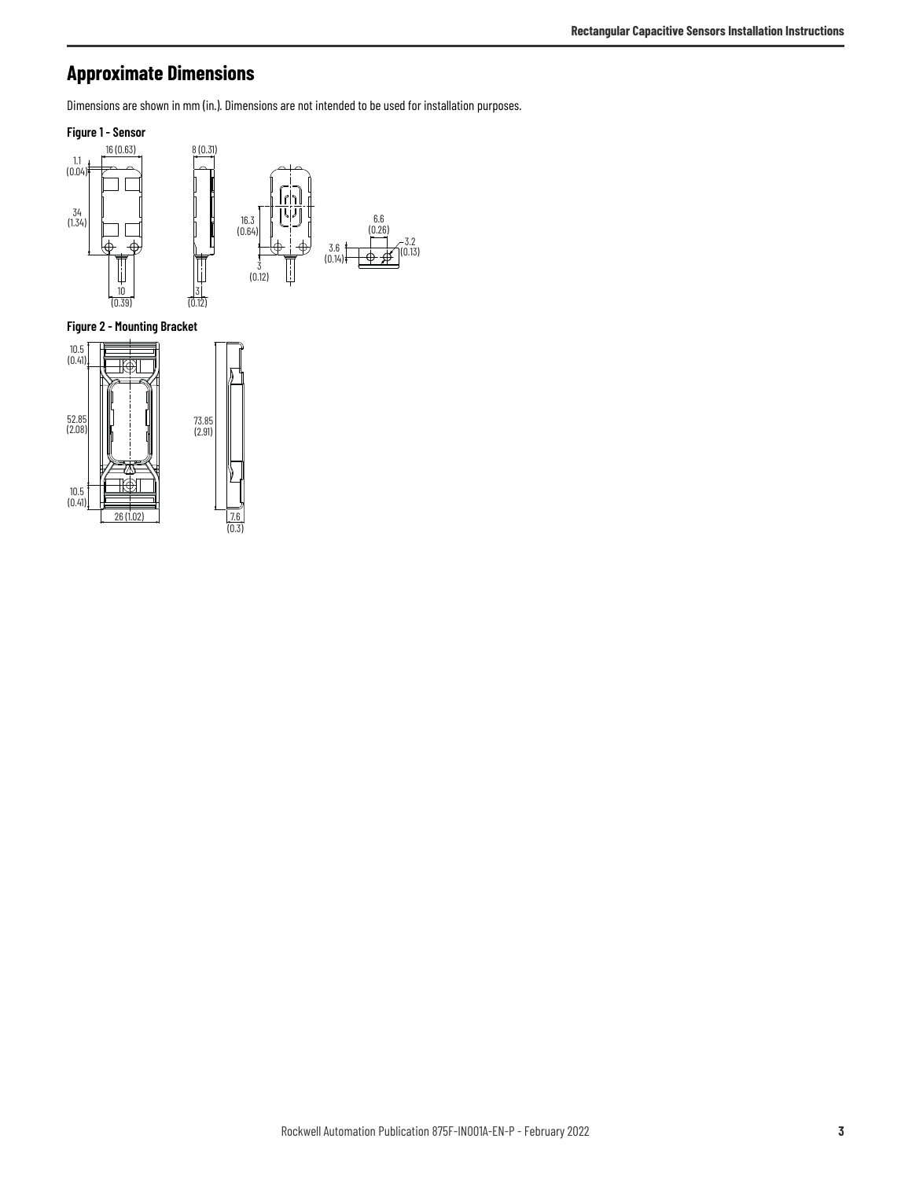## Approximate Dimensions

Dimensions are shown in mm (in.). Dimensions are not intended to be used for installation purposes.

**Figure 1 - Sensor**

**Figure 2 - Mounting Bracket**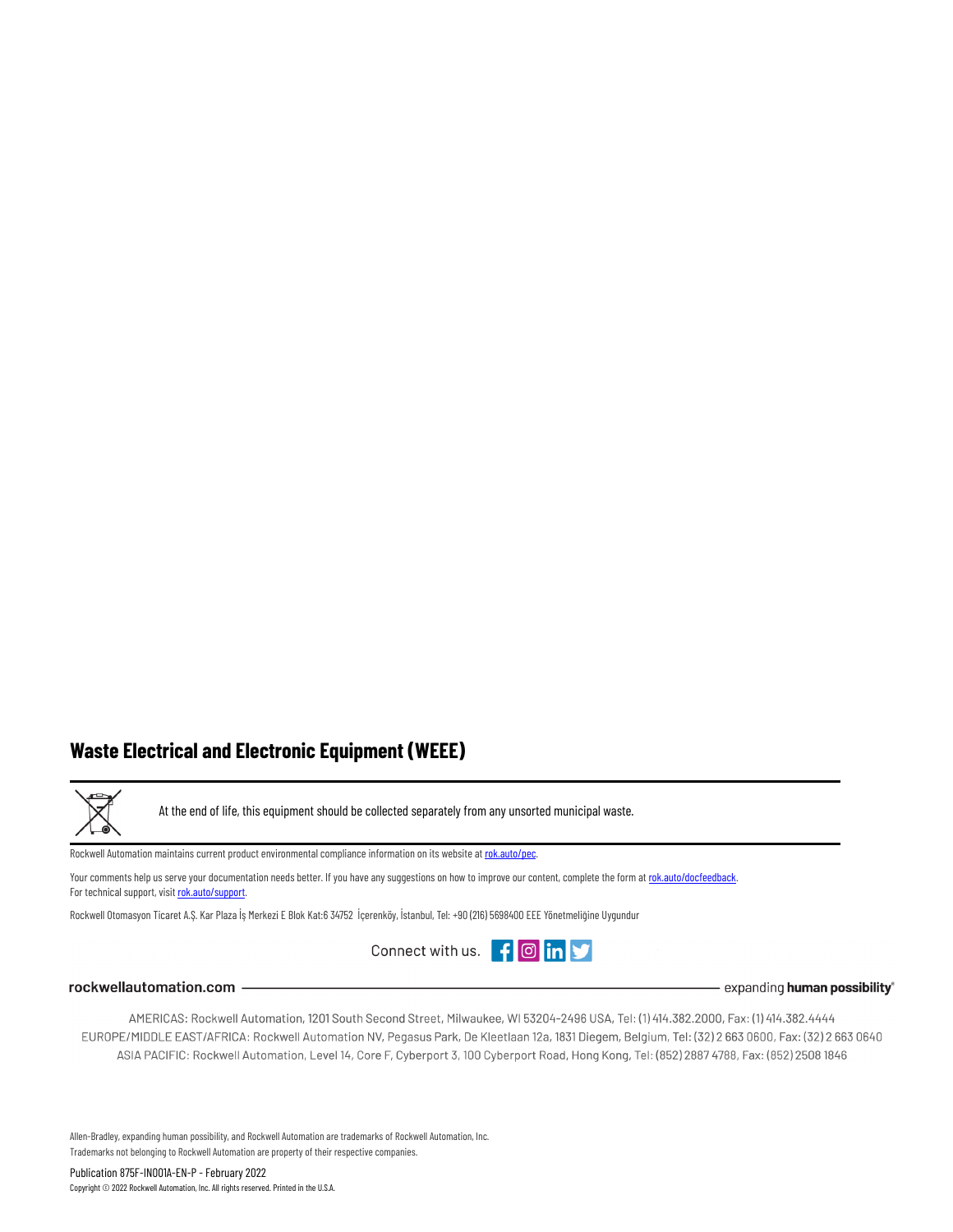## Waste Electrical and Electronic Equipment (WEEE)

At the end of life, this equipment should be collected separately from any unsorted municipal waste.

Rockwell Automation maintains current product environmental compliance information on its website at rok.auto/pec.

Your comments help us serve your documentation needs better. If you have any suggestions on how to improve our content, complete the form at rok.auto/docfeedback.
For technical support, visit rok.auto/support.

Rockwell Otomasyon Ticaret A.Ş. Kar Plaza İş Merkezi E Blok Kat:6 34752 İçerenköy, İstanbul, Tel: +90 (216) 5698400 EEE Yönetmeliğine Uygundur

Connect with us.

rockwellautomation.com — expanding **human possibility**®

AMERICAS: Rockwell Automation, 1201 South Second Street, Milwaukee, WI 53204-2496 USA, Tel: (1) 414.382.2000, Fax: (1) 414.382.4444
EUROPE/MIDDLE EAST/AFRICA: Rockwell Automation NV, Pegasus Park, De Kleetlaan 12a, 1831 Diegem, Belgium, Tel: (32) 2 663 0600, Fax: (32) 2 663 0640
ASIA PACIFIC: Rockwell Automation, Level 14, Core F, Cyberport 3, 100 Cyberport Road, Hong Kong, Tel: (852) 2887 4788, Fax: (852) 2508 1846

Allen-Bradley, expanding human possibility, and Rockwell Automation are trademarks of Rockwell Automation, Inc.
Trademarks not belonging to Rockwell Automation are property of their respective companies.

Publication 875F-IN001A-EN-P - February 2022
Copyright © 2022 Rockwell Automation, Inc. All rights reserved. Printed in the U.S.A.